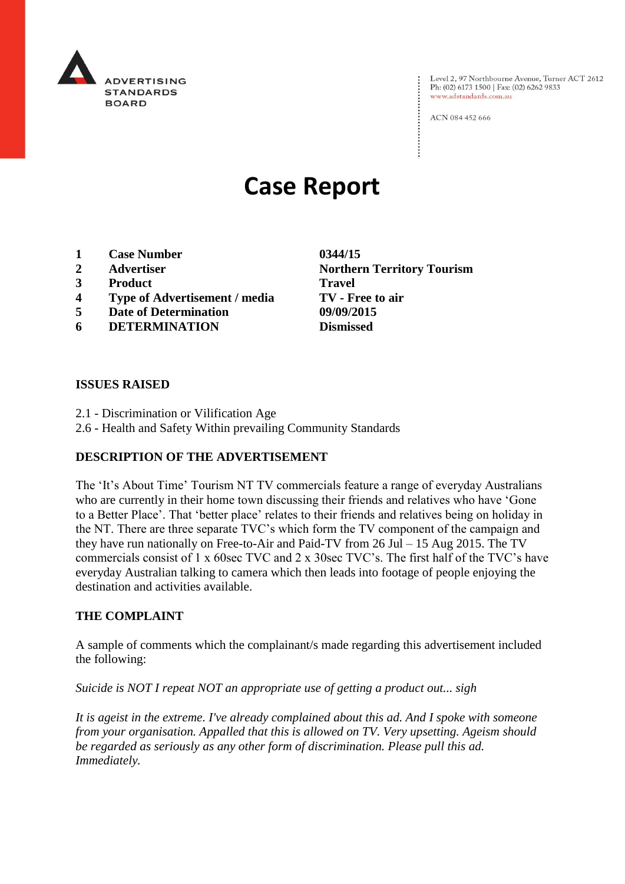ADVERTISING STANDARDS BOARD

Level 2, 97 Northbourne Avenue, Turner ACT 2612
Ph: (02) 6173 1500 | Fax: (02) 6262 9833
www.adstandards.com.au

ACN 084 452 666

# Case Report

| | | |
|---|---|---|
| **1** | **Case Number** | **0344/15** |
| **2** | **Advertiser** | **Northern Territory Tourism** |
| **3** | **Product** | **Travel** |
| **4** | **Type of Advertisement / media** | **TV - Free to air** |
| **5** | **Date of Determination** | **09/09/2015** |
| **6** | **DETERMINATION** | **Dismissed** |

**ISSUES RAISED**

2.1 - Discrimination or Vilification Age
2.6 - Health and Safety Within prevailing Community Standards

**DESCRIPTION OF THE ADVERTISEMENT**

The 'It's About Time' Tourism NT TV commercials feature a range of everyday Australians who are currently in their home town discussing their friends and relatives who have 'Gone to a Better Place'. That 'better place' relates to their friends and relatives being on holiday in the NT. There are three separate TVC's which form the TV component of the campaign and they have run nationally on Free-to-Air and Paid-TV from 26 Jul – 15 Aug 2015. The TV commercials consist of 1 x 60sec TVC and 2 x 30sec TVC's. The first half of the TVC's have everyday Australian talking to camera which then leads into footage of people enjoying the destination and activities available.

**THE COMPLAINT**

A sample of comments which the complainant/s made regarding this advertisement included the following:

*Suicide is NOT I repeat NOT an appropriate use of getting a product out... sigh*

*It is ageist in the extreme. I've already complained about this ad. And I spoke with someone from your organisation. Appalled that this is allowed on TV. Very upsetting. Ageism should be regarded as seriously as any other form of discrimination. Please pull this ad. Immediately.*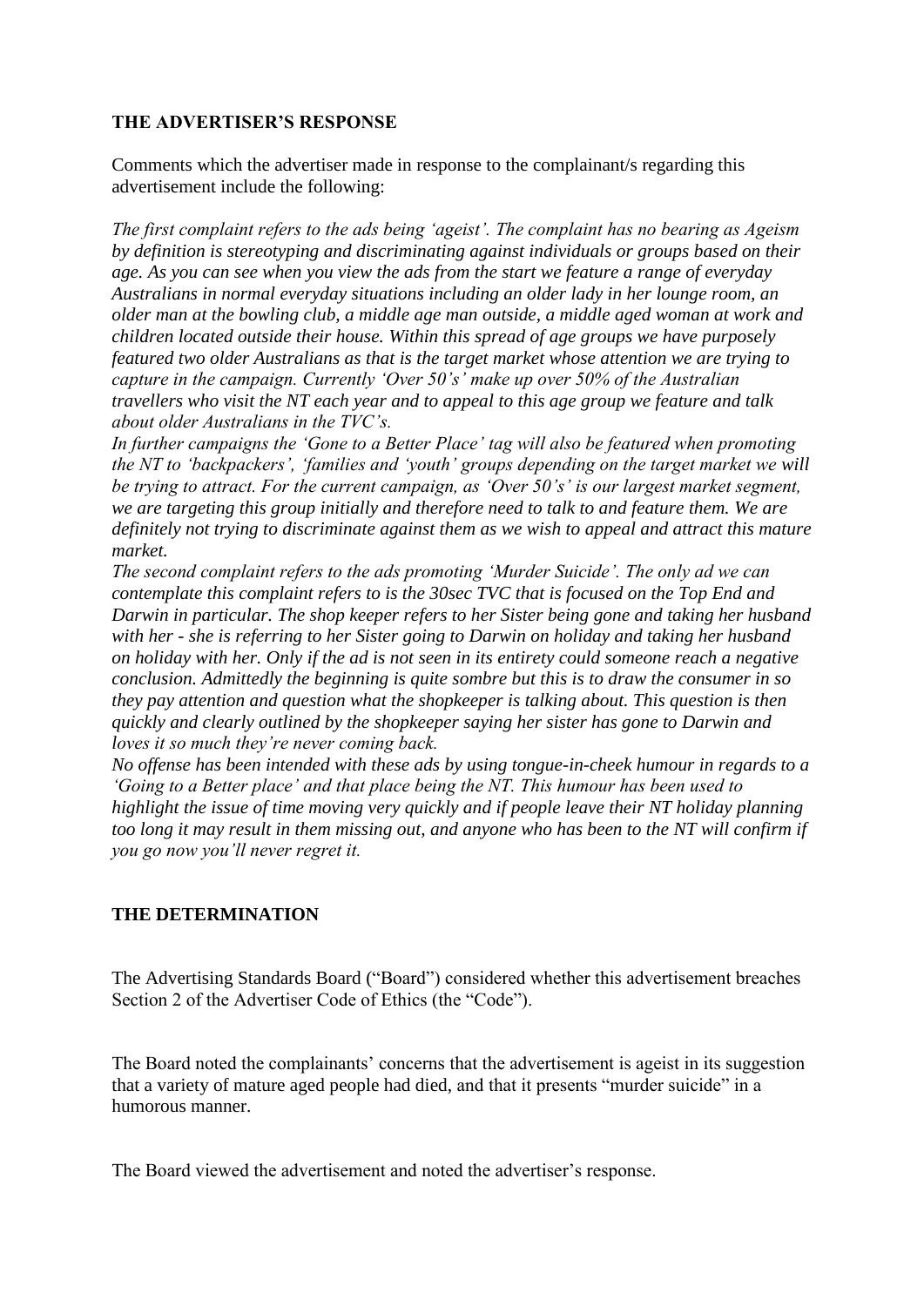**THE ADVERTISER'S RESPONSE**

Comments which the advertiser made in response to the complainant/s regarding this advertisement include the following:

*The first complaint refers to the ads being 'ageist'. The complaint has no bearing as Ageism by definition is stereotyping and discriminating against individuals or groups based on their age. As you can see when you view the ads from the start we feature a range of everyday Australians in normal everyday situations including an older lady in her lounge room, an older man at the bowling club, a middle age man outside, a middle aged woman at work and children located outside their house. Within this spread of age groups we have purposely featured two older Australians as that is the target market whose attention we are trying to capture in the campaign. Currently 'Over 50's' make up over 50% of the Australian travellers who visit the NT each year and to appeal to this age group we feature and talk about older Australians in the TVC's.*

*In further campaigns the 'Gone to a Better Place' tag will also be featured when promoting the NT to 'backpackers', 'families and 'youth' groups depending on the target market we will be trying to attract. For the current campaign, as 'Over 50's' is our largest market segment, we are targeting this group initially and therefore need to talk to and feature them. We are definitely not trying to discriminate against them as we wish to appeal and attract this mature market.*

*The second complaint refers to the ads promoting 'Murder Suicide'. The only ad we can contemplate this complaint refers to is the 30sec TVC that is focused on the Top End and Darwin in particular. The shop keeper refers to her Sister being gone and taking her husband with her - she is referring to her Sister going to Darwin on holiday and taking her husband on holiday with her. Only if the ad is not seen in its entirety could someone reach a negative conclusion. Admittedly the beginning is quite sombre but this is to draw the consumer in so they pay attention and question what the shopkeeper is talking about. This question is then quickly and clearly outlined by the shopkeeper saying her sister has gone to Darwin and loves it so much they're never coming back.*

*No offense has been intended with these ads by using tongue-in-cheek humour in regards to a 'Going to a Better place' and that place being the NT. This humour has been used to highlight the issue of time moving very quickly and if people leave their NT holiday planning too long it may result in them missing out, and anyone who has been to the NT will confirm if you go now you'll never regret it.*

**THE DETERMINATION**

The Advertising Standards Board ("Board") considered whether this advertisement breaches Section 2 of the Advertiser Code of Ethics (the "Code").

The Board noted the complainants' concerns that the advertisement is ageist in its suggestion that a variety of mature aged people had died, and that it presents "murder suicide" in a humorous manner.

The Board viewed the advertisement and noted the advertiser's response.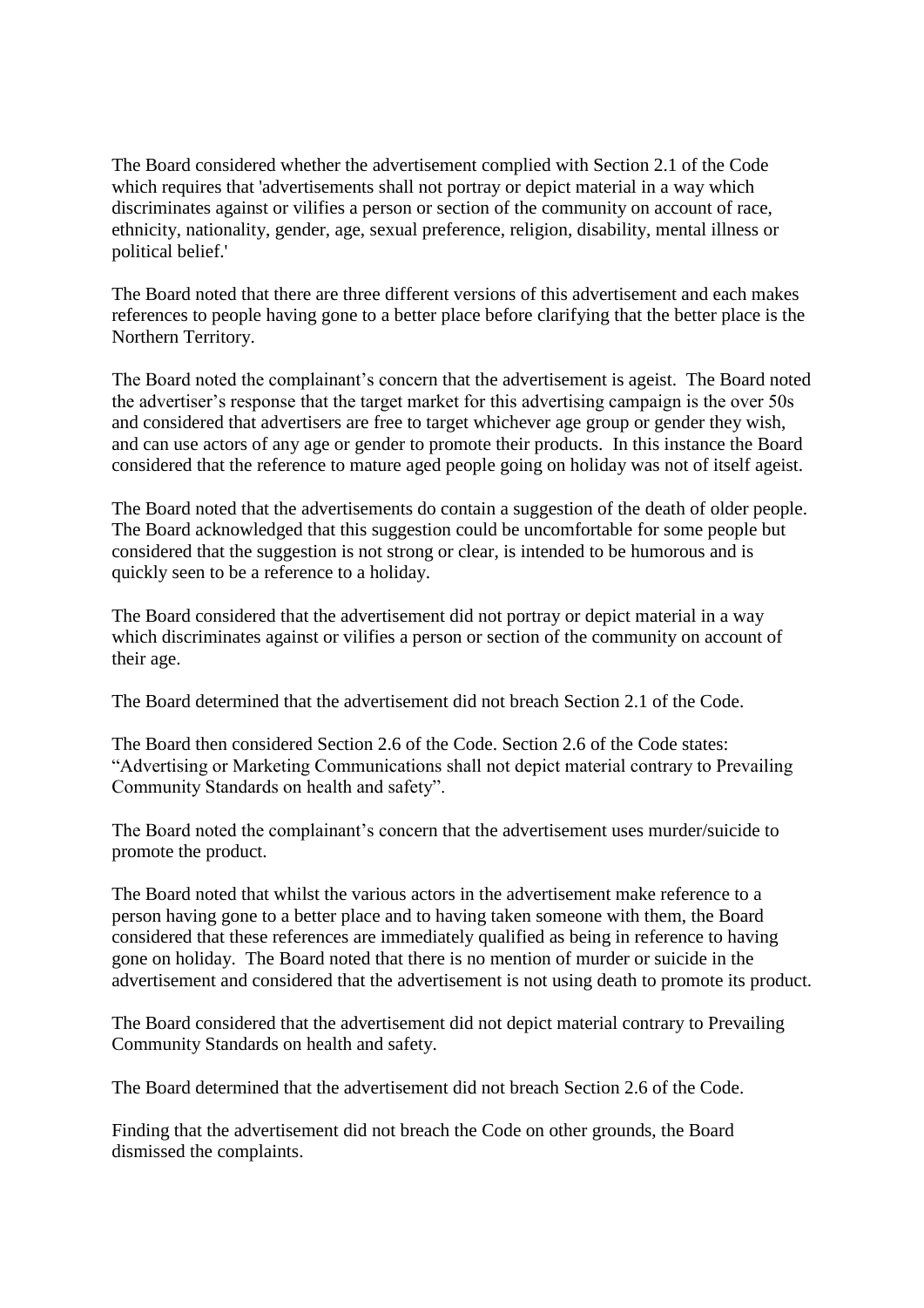The Board considered whether the advertisement complied with Section 2.1 of the Code which requires that 'advertisements shall not portray or depict material in a way which discriminates against or vilifies a person or section of the community on account of race, ethnicity, nationality, gender, age, sexual preference, religion, disability, mental illness or political belief.'

The Board noted that there are three different versions of this advertisement and each makes references to people having gone to a better place before clarifying that the better place is the Northern Territory.

The Board noted the complainant's concern that the advertisement is ageist. The Board noted the advertiser's response that the target market for this advertising campaign is the over 50s and considered that advertisers are free to target whichever age group or gender they wish, and can use actors of any age or gender to promote their products. In this instance the Board considered that the reference to mature aged people going on holiday was not of itself ageist.

The Board noted that the advertisements do contain a suggestion of the death of older people. The Board acknowledged that this suggestion could be uncomfortable for some people but considered that the suggestion is not strong or clear, is intended to be humorous and is quickly seen to be a reference to a holiday.

The Board considered that the advertisement did not portray or depict material in a way which discriminates against or vilifies a person or section of the community on account of their age.

The Board determined that the advertisement did not breach Section 2.1 of the Code.

The Board then considered Section 2.6 of the Code. Section 2.6 of the Code states: "Advertising or Marketing Communications shall not depict material contrary to Prevailing Community Standards on health and safety".

The Board noted the complainant's concern that the advertisement uses murder/suicide to promote the product.

The Board noted that whilst the various actors in the advertisement make reference to a person having gone to a better place and to having taken someone with them, the Board considered that these references are immediately qualified as being in reference to having gone on holiday. The Board noted that there is no mention of murder or suicide in the advertisement and considered that the advertisement is not using death to promote its product.

The Board considered that the advertisement did not depict material contrary to Prevailing Community Standards on health and safety.

The Board determined that the advertisement did not breach Section 2.6 of the Code.

Finding that the advertisement did not breach the Code on other grounds, the Board dismissed the complaints.